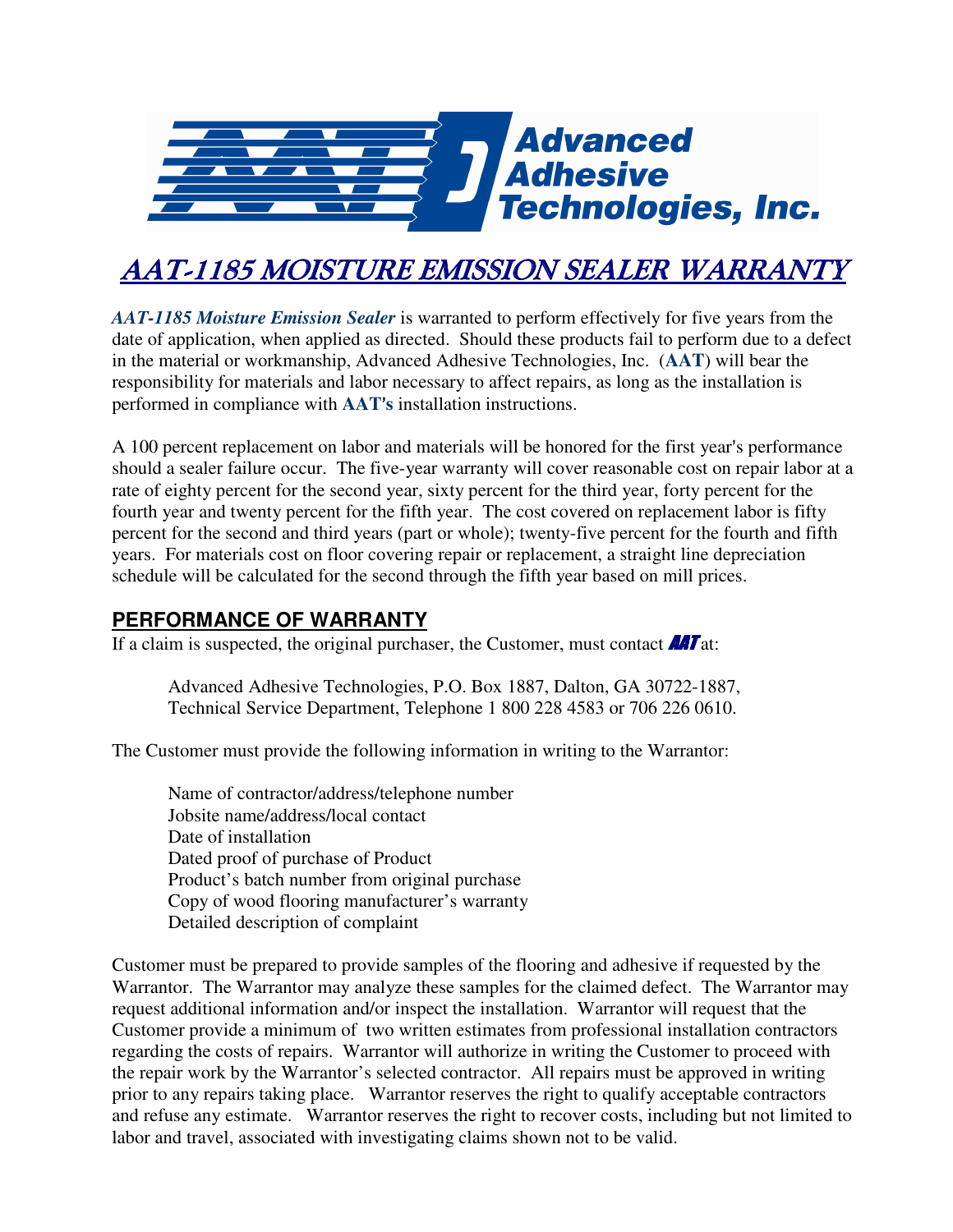Advanced Adhesive Technologies, Inc.

# AAT-1185 MOISTURE EMISSION SEALER WARRANTY

***AAT-1185 Moisture Emission Sealer*** is warranted to perform effectively for five years from the date of application, when applied as directed. Should these products fail to perform due to a defect in the material or workmanship, Advanced Adhesive Technologies, Inc. (**AAT**) will bear the responsibility for materials and labor necessary to affect repairs, as long as the installation is performed in compliance with **AAT's** installation instructions.

A 100 percent replacement on labor and materials will be honored for the first year's performance should a sealer failure occur. The five-year warranty will cover reasonable cost on repair labor at a rate of eighty percent for the second year, sixty percent for the third year, forty percent for the fourth year and twenty percent for the fifth year. The cost covered on replacement labor is fifty percent for the second and third years (part or whole); twenty-five percent for the fourth and fifth years. For materials cost on floor covering repair or replacement, a straight line depreciation schedule will be calculated for the second through the fifth year based on mill prices.

## PERFORMANCE OF WARRANTY

If a claim is suspected, the original purchaser, the Customer, must contact **AAT** at:

> Advanced Adhesive Technologies, P.O. Box 1887, Dalton, GA 30722-1887,
> Technical Service Department, Telephone 1 800 228 4583 or 706 226 0610.

The Customer must provide the following information in writing to the Warrantor:

> Name of contractor/address/telephone number
> Jobsite name/address/local contact
> Date of installation
> Dated proof of purchase of Product
> Product's batch number from original purchase
> Copy of wood flooring manufacturer's warranty
> Detailed description of complaint

Customer must be prepared to provide samples of the flooring and adhesive if requested by the Warrantor. The Warrantor may analyze these samples for the claimed defect. The Warrantor may request additional information and/or inspect the installation. Warrantor will request that the Customer provide a minimum of two written estimates from professional installation contractors regarding the costs of repairs. Warrantor will authorize in writing the Customer to proceed with the repair work by the Warrantor's selected contractor. All repairs must be approved in writing prior to any repairs taking place. Warrantor reserves the right to qualify acceptable contractors and refuse any estimate. Warrantor reserves the right to recover costs, including but not limited to labor and travel, associated with investigating claims shown not to be valid.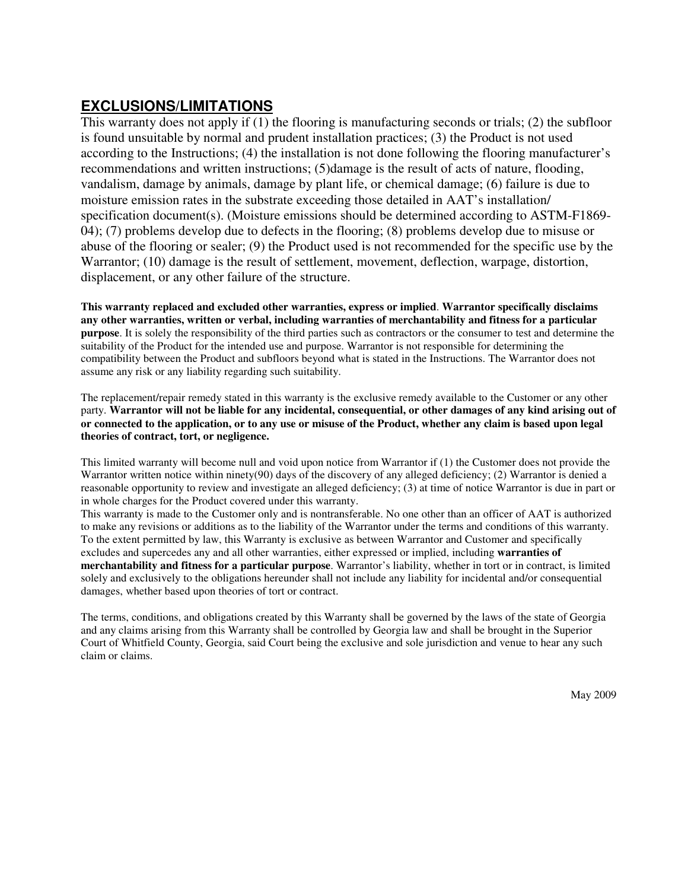## **EXCLUSIONS/LIMITATIONS**

This warranty does not apply if (1) the flooring is manufacturing seconds or trials; (2) the subfloor is found unsuitable by normal and prudent installation practices; (3) the Product is not used according to the Instructions; (4) the installation is not done following the flooring manufacturer's recommendations and written instructions; (5)damage is the result of acts of nature, flooding, vandalism, damage by animals, damage by plant life, or chemical damage; (6) failure is due to moisture emission rates in the substrate exceeding those detailed in AAT's installation/ specification document(s). (Moisture emissions should be determined according to ASTM-F1869-04); (7) problems develop due to defects in the flooring; (8) problems develop due to misuse or abuse of the flooring or sealer; (9) the Product used is not recommended for the specific use by the Warrantor; (10) damage is the result of settlement, movement, deflection, warpage, distortion, displacement, or any other failure of the structure.

**This warranty replaced and excluded other warranties, express or implied**. **Warrantor specifically disclaims any other warranties, written or verbal, including warranties of merchantability and fitness for a particular purpose**. It is solely the responsibility of the third parties such as contractors or the consumer to test and determine the suitability of the Product for the intended use and purpose. Warrantor is not responsible for determining the compatibility between the Product and subfloors beyond what is stated in the Instructions. The Warrantor does not assume any risk or any liability regarding such suitability.

The replacement/repair remedy stated in this warranty is the exclusive remedy available to the Customer or any other party. **Warrantor will not be liable for any incidental, consequential, or other damages of any kind arising out of or connected to the application, or to any use or misuse of the Product, whether any claim is based upon legal theories of contract, tort, or negligence.**

This limited warranty will become null and void upon notice from Warrantor if (1) the Customer does not provide the Warrantor written notice within ninety(90) days of the discovery of any alleged deficiency; (2) Warrantor is denied a reasonable opportunity to review and investigate an alleged deficiency; (3) at time of notice Warrantor is due in part or in whole charges for the Product covered under this warranty.
This warranty is made to the Customer only and is nontransferable. No one other than an officer of AAT is authorized to make any revisions or additions as to the liability of the Warrantor under the terms and conditions of this warranty. To the extent permitted by law, this Warranty is exclusive as between Warrantor and Customer and specifically excludes and supercedes any and all other warranties, either expressed or implied, including **warranties of merchantability and fitness for a particular purpose**. Warrantor's liability, whether in tort or in contract, is limited solely and exclusively to the obligations hereunder shall not include any liability for incidental and/or consequential damages, whether based upon theories of tort or contract.

The terms, conditions, and obligations created by this Warranty shall be governed by the laws of the state of Georgia and any claims arising from this Warranty shall be controlled by Georgia law and shall be brought in the Superior Court of Whitfield County, Georgia, said Court being the exclusive and sole jurisdiction and venue to hear any such claim or claims.

May 2009